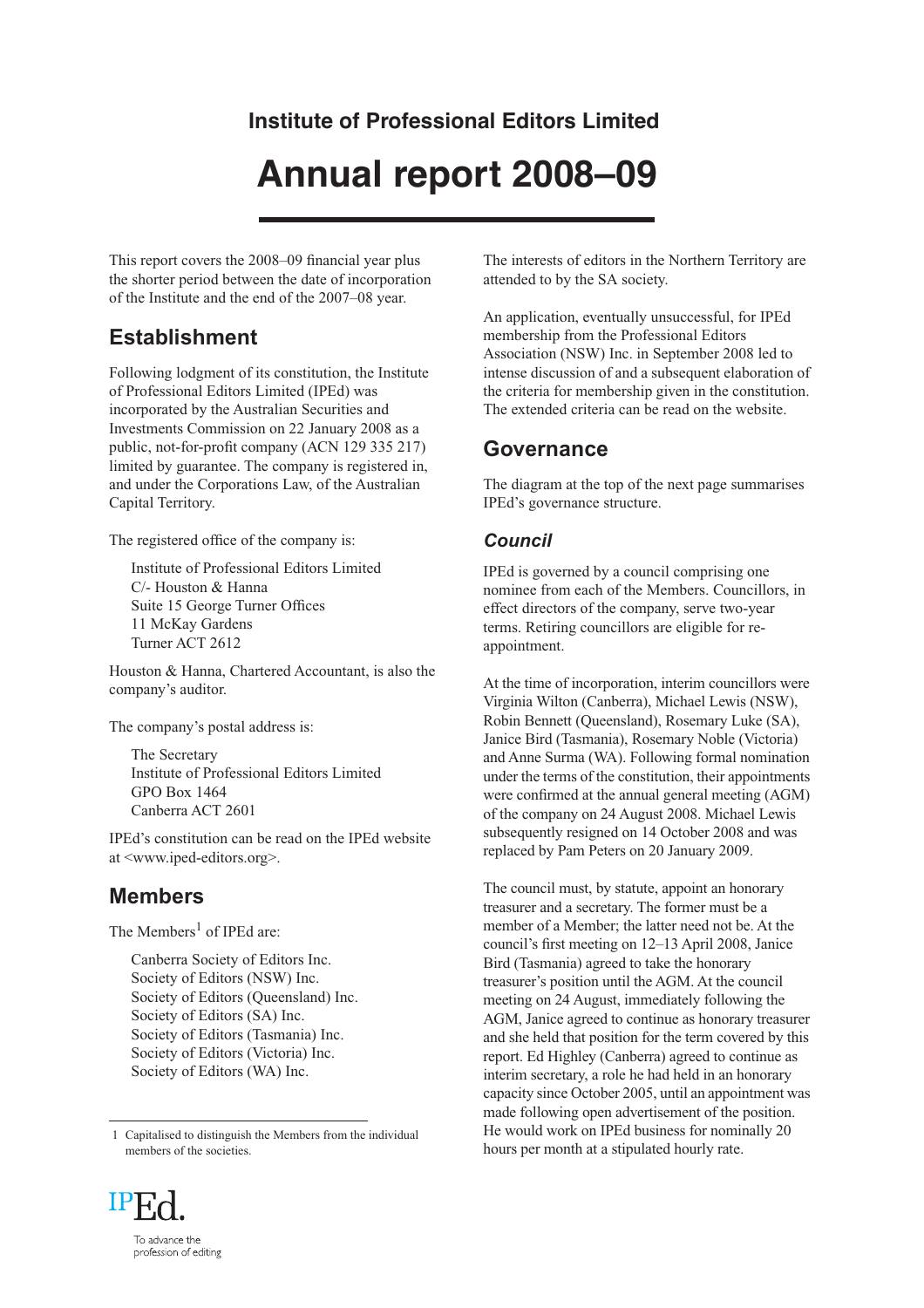**Institute of Professional Editors Limited**

# Annual report 2008–09

This report covers the 2008–09 financial year plus the shorter period between the date of incorporation of the Institute and the end of the 2007–08 year.

## Establishment

Following lodgment of its constitution, the Institute of Professional Editors Limited (IPEd) was incorporated by the Australian Securities and Investments Commission on 22 January 2008 as a public, not-for-profit company (ACN 129 335 217) limited by guarantee. The company is registered in, and under the Corporations Law, of the Australian Capital Territory.

The registered office of the company is:

> Institute of Professional Editors Limited
> C/- Houston & Hanna
> Suite 15 George Turner Offices
> 11 McKay Gardens
> Turner ACT 2612

Houston & Hanna, Chartered Accountant, is also the company's auditor.

The company's postal address is:

> The Secretary
> Institute of Professional Editors Limited
> GPO Box 1464
> Canberra ACT 2601

IPEd's constitution can be read on the IPEd website at <www.iped-editors.org>.

## Members

The Members[1] of IPEd are:

> Canberra Society of Editors Inc.
> Society of Editors (NSW) Inc.
> Society of Editors (Queensland) Inc.
> Society of Editors (SA) Inc.
> Society of Editors (Tasmania) Inc.
> Society of Editors (Victoria) Inc.
> Society of Editors (WA) Inc.

The interests of editors in the Northern Territory are attended to by the SA society.

An application, eventually unsuccessful, for IPEd membership from the Professional Editors Association (NSW) Inc. in September 2008 led to intense discussion of and a subsequent elaboration of the criteria for membership given in the constitution. The extended criteria can be read on the website.

## Governance

The diagram at the top of the next page summarises IPEd's governance structure.

### *Council*

IPEd is governed by a council comprising one nominee from each of the Members. Councillors, in effect directors of the company, serve two-year terms. Retiring councillors are eligible for re-appointment.

At the time of incorporation, interim councillors were Virginia Wilton (Canberra), Michael Lewis (NSW), Robin Bennett (Queensland), Rosemary Luke (SA), Janice Bird (Tasmania), Rosemary Noble (Victoria) and Anne Surma (WA). Following formal nomination under the terms of the constitution, their appointments were confirmed at the annual general meeting (AGM) of the company on 24 August 2008. Michael Lewis subsequently resigned on 14 October 2008 and was replaced by Pam Peters on 20 January 2009.

The council must, by statute, appoint an honorary treasurer and a secretary. The former must be a member of a Member; the latter need not be. At the council's first meeting on 12–13 April 2008, Janice Bird (Tasmania) agreed to take the honorary treasurer's position until the AGM. At the council meeting on 24 August, immediately following the AGM, Janice agreed to continue as honorary treasurer and she held that position for the term covered by this report. Ed Highley (Canberra) agreed to continue as interim secretary, a role he had held in an honorary capacity since October 2005, until an appointment was made following open advertisement of the position. He would work on IPEd business for nominally 20 hours per month at a stipulated hourly rate.

---

[1] Capitalised to distinguish the Members from the individual members of the societies.

IPEd. To advance the profession of editing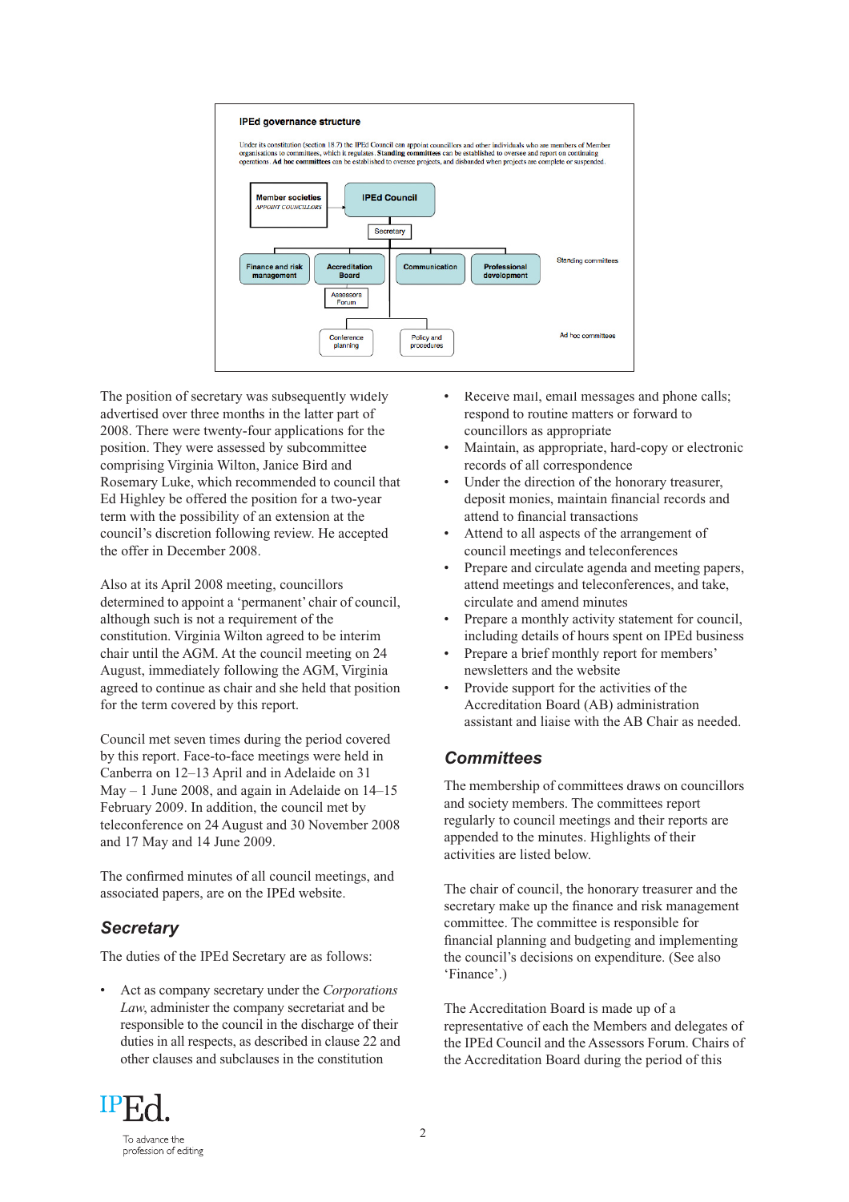**IPEd governance structure**

Under its constitution (section 18.7) the IPEd Council can appoint councillors and other individuals who are members of Member organisations to committees, which it regulates. **Standing committees** can be established to oversee and report on continuing operations. **Ad hoc committees** can be established to oversee projects, and disbanded when projects are complete or suspended.

- Member societies — APPOINT COUNCILLORS
- IPEd Council
  - Secretary
  - Standing committees:
    - Finance and risk management
    - Accreditation Board
      - Assessors Forum
    - Communication
    - Professional development
  - Ad hoc committees:
    - Conference planning
    - Policy and procedures

The position of secretary was subsequently widely advertised over three months in the latter part of 2008. There were twenty-four applications for the position. They were assessed by subcommittee comprising Virginia Wilton, Janice Bird and Rosemary Luke, which recommended to council that Ed Highley be offered the position for a two-year term with the possibility of an extension at the council's discretion following review. He accepted the offer in December 2008.

Also at its April 2008 meeting, councillors determined to appoint a 'permanent' chair of council, although such is not a requirement of the constitution. Virginia Wilton agreed to be interim chair until the AGM. At the council meeting on 24 August, immediately following the AGM, Virginia agreed to continue as chair and she held that position for the term covered by this report.

Council met seven times during the period covered by this report. Face-to-face meetings were held in Canberra on 12–13 April and in Adelaide on 31 May – 1 June 2008, and again in Adelaide on 14–15 February 2009. In addition, the council met by teleconference on 24 August and 30 November 2008 and 17 May and 14 June 2009.

The confirmed minutes of all council meetings, and associated papers, are on the IPEd website.

## Secretary

The duties of the IPEd Secretary are as follows:

- Act as company secretary under the *Corporations Law*, administer the company secretariat and be responsible to the council in the discharge of their duties in all respects, as described in clause 22 and other clauses and subclauses in the constitution
- Receive mail, email messages and phone calls; respond to routine matters or forward to councillors as appropriate
- Maintain, as appropriate, hard-copy or electronic records of all correspondence
- Under the direction of the honorary treasurer, deposit monies, maintain financial records and attend to financial transactions
- Attend to all aspects of the arrangement of council meetings and teleconferences
- Prepare and circulate agenda and meeting papers, attend meetings and teleconferences, and take, circulate and amend minutes
- Prepare a monthly activity statement for council, including details of hours spent on IPEd business
- Prepare a brief monthly report for members' newsletters and the website
- Provide support for the activities of the Accreditation Board (AB) administration assistant and liaise with the AB Chair as needed.

## Committees

The membership of committees draws on councillors and society members. The committees report regularly to council meetings and their reports are appended to the minutes. Highlights of their activities are listed below.

The chair of council, the honorary treasurer and the secretary make up the finance and risk management committee. The committee is responsible for financial planning and budgeting and implementing the council's decisions on expenditure. (See also 'Finance'.)

The Accreditation Board is made up of a representative of each the Members and delegates of the IPEd Council and the Assessors Forum. Chairs of the Accreditation Board during the period of this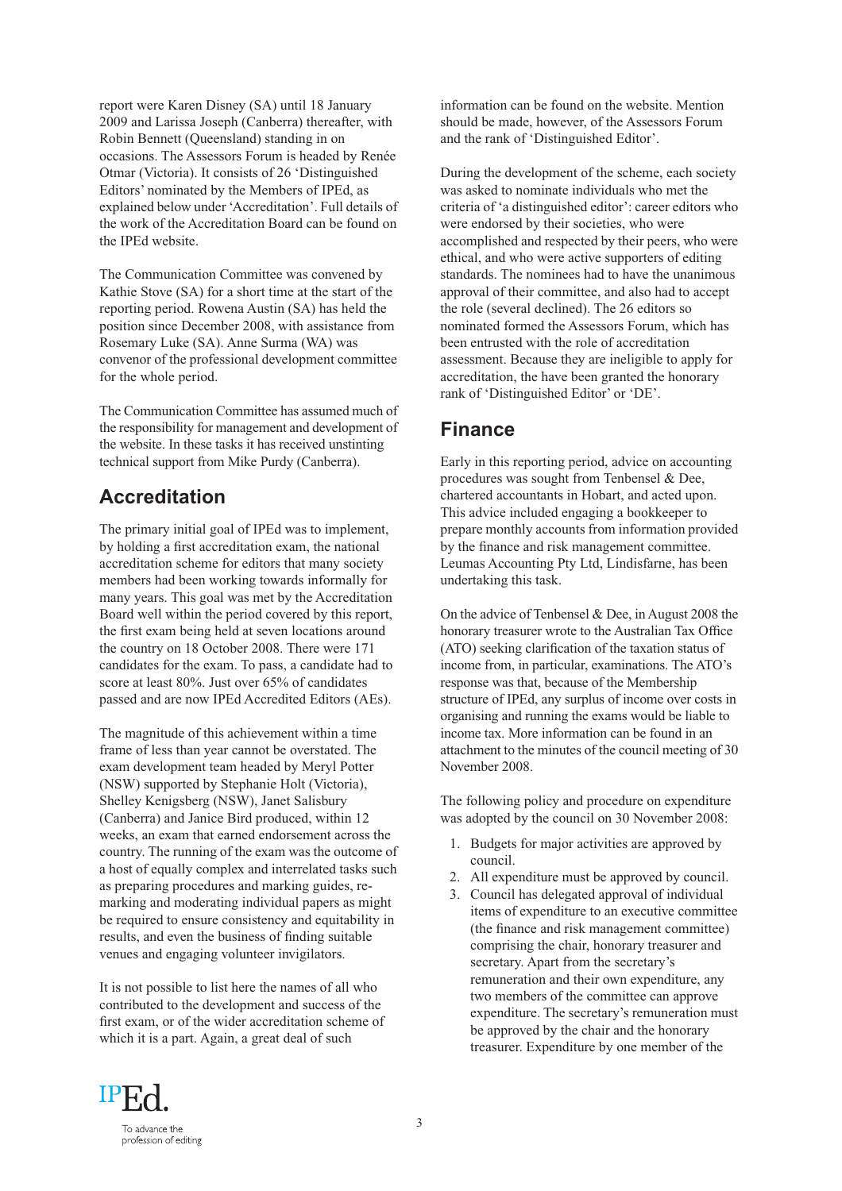report were Karen Disney (SA) until 18 January 2009 and Larissa Joseph (Canberra) thereafter, with Robin Bennett (Queensland) standing in on occasions. The Assessors Forum is headed by Renée Otmar (Victoria). It consists of 26 'Distinguished Editors' nominated by the Members of IPEd, as explained below under 'Accreditation'. Full details of the work of the Accreditation Board can be found on the IPEd website.

The Communication Committee was convened by Kathie Stove (SA) for a short time at the start of the reporting period. Rowena Austin (SA) has held the position since December 2008, with assistance from Rosemary Luke (SA). Anne Surma (WA) was convenor of the professional development committee for the whole period.

The Communication Committee has assumed much of the responsibility for management and development of the website. In these tasks it has received unstinting technical support from Mike Purdy (Canberra).

## Accreditation

The primary initial goal of IPEd was to implement, by holding a first accreditation exam, the national accreditation scheme for editors that many society members had been working towards informally for many years. This goal was met by the Accreditation Board well within the period covered by this report, the first exam being held at seven locations around the country on 18 October 2008. There were 171 candidates for the exam. To pass, a candidate had to score at least 80%. Just over 65% of candidates passed and are now IPEd Accredited Editors (AEs).

The magnitude of this achievement within a time frame of less than year cannot be overstated. The exam development team headed by Meryl Potter (NSW) supported by Stephanie Holt (Victoria), Shelley Kenigsberg (NSW), Janet Salisbury (Canberra) and Janice Bird produced, within 12 weeks, an exam that earned endorsement across the country. The running of the exam was the outcome of a host of equally complex and interrelated tasks such as preparing procedures and marking guides, re-marking and moderating individual papers as might be required to ensure consistency and equitability in results, and even the business of finding suitable venues and engaging volunteer invigilators.

It is not possible to list here the names of all who contributed to the development and success of the first exam, or of the wider accreditation scheme of which it is a part. Again, a great deal of such information can be found on the website. Mention should be made, however, of the Assessors Forum and the rank of 'Distinguished Editor'.

During the development of the scheme, each society was asked to nominate individuals who met the criteria of 'a distinguished editor': career editors who were endorsed by their societies, who were accomplished and respected by their peers, who were ethical, and who were active supporters of editing standards. The nominees had to have the unanimous approval of their committee, and also had to accept the role (several declined). The 26 editors so nominated formed the Assessors Forum, which has been entrusted with the role of accreditation assessment. Because they are ineligible to apply for accreditation, the have been granted the honorary rank of 'Distinguished Editor' or 'DE'.

## Finance

Early in this reporting period, advice on accounting procedures was sought from Tenbensel & Dee, chartered accountants in Hobart, and acted upon. This advice included engaging a bookkeeper to prepare monthly accounts from information provided by the finance and risk management committee. Leumas Accounting Pty Ltd, Lindisfarne, has been undertaking this task.

On the advice of Tenbensel & Dee, in August 2008 the honorary treasurer wrote to the Australian Tax Office (ATO) seeking clarification of the taxation status of income from, in particular, examinations. The ATO's response was that, because of the Membership structure of IPEd, any surplus of income over costs in organising and running the exams would be liable to income tax. More information can be found in an attachment to the minutes of the council meeting of 30 November 2008.

The following policy and procedure on expenditure was adopted by the council on 30 November 2008:

1. Budgets for major activities are approved by council.
2. All expenditure must be approved by council.
3. Council has delegated approval of individual items of expenditure to an executive committee (the finance and risk management committee) comprising the chair, honorary treasurer and secretary. Apart from the secretary's remuneration and their own expenditure, any two members of the committee can approve expenditure. The secretary's remuneration must be approved by the chair and the honorary treasurer. Expenditure by one member of the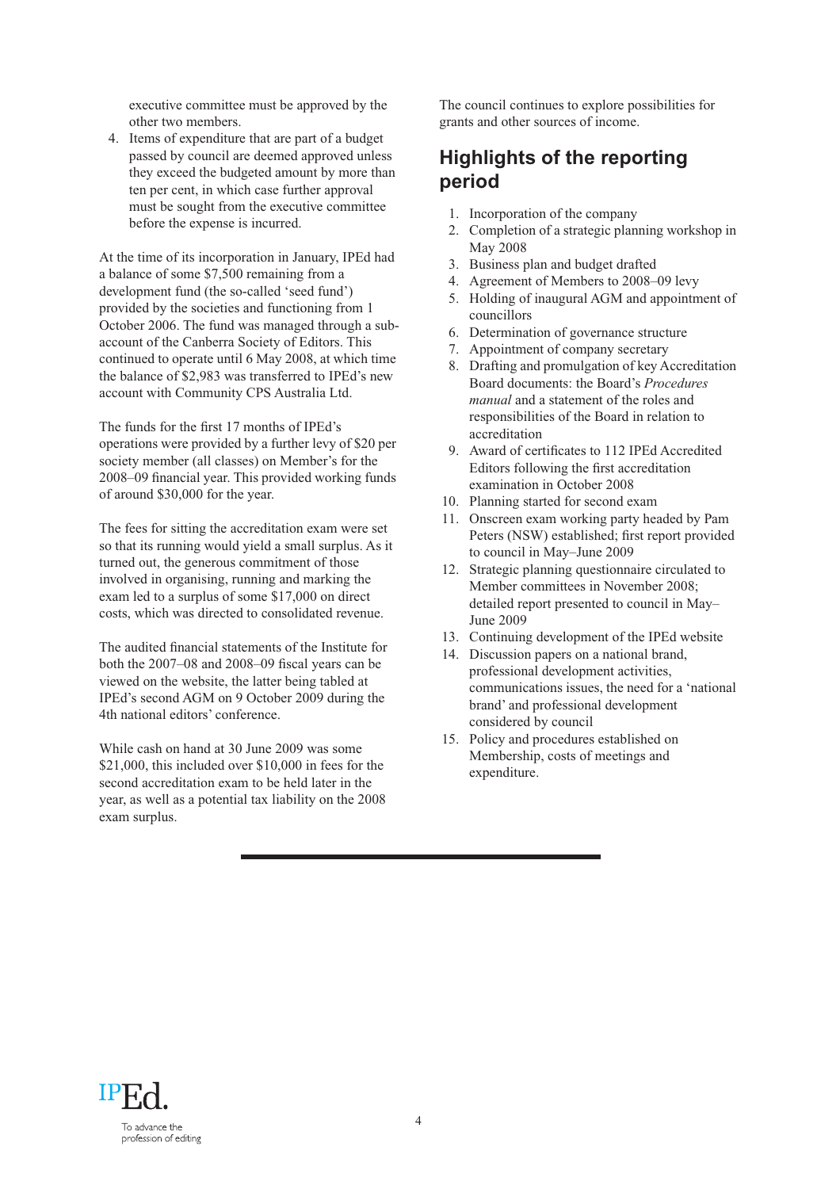executive committee must be approved by the other two members.

4. Items of expenditure that are part of a budget passed by council are deemed approved unless they exceed the budgeted amount by more than ten per cent, in which case further approval must be sought from the executive committee before the expense is incurred.

At the time of its incorporation in January, IPEd had a balance of some $7,500 remaining from a development fund (the so-called 'seed fund') provided by the societies and functioning from 1 October 2006. The fund was managed through a sub-account of the Canberra Society of Editors. This continued to operate until 6 May 2008, at which time the balance of $2,983 was transferred to IPEd's new account with Community CPS Australia Ltd.

The funds for the first 17 months of IPEd's operations were provided by a further levy of $20 per society member (all classes) on Member's for the 2008–09 financial year. This provided working funds of around $30,000 for the year.

The fees for sitting the accreditation exam were set so that its running would yield a small surplus. As it turned out, the generous commitment of those involved in organising, running and marking the exam led to a surplus of some $17,000 on direct costs, which was directed to consolidated revenue.

The audited financial statements of the Institute for both the 2007–08 and 2008–09 fiscal years can be viewed on the website, the latter being tabled at IPEd's second AGM on 9 October 2009 during the 4th national editors' conference.

While cash on hand at 30 June 2009 was some $21,000, this included over $10,000 in fees for the second accreditation exam to be held later in the year, as well as a potential tax liability on the 2008 exam surplus.

The council continues to explore possibilities for grants and other sources of income.

## Highlights of the reporting period

1. Incorporation of the company
2. Completion of a strategic planning workshop in May 2008
3. Business plan and budget drafted
4. Agreement of Members to 2008–09 levy
5. Holding of inaugural AGM and appointment of councillors
6. Determination of governance structure
7. Appointment of company secretary
8. Drafting and promulgation of key Accreditation Board documents: the Board's *Procedures manual* and a statement of the roles and responsibilities of the Board in relation to accreditation
9. Award of certificates to 112 IPEd Accredited Editors following the first accreditation examination in October 2008
10. Planning started for second exam
11. Onscreen exam working party headed by Pam Peters (NSW) established; first report provided to council in May–June 2009
12. Strategic planning questionnaire circulated to Member committees in November 2008; detailed report presented to council in May–June 2009
13. Continuing development of the IPEd website
14. Discussion papers on a national brand, professional development activities, communications issues, the need for a 'national brand' and professional development considered by council
15. Policy and procedures established on Membership, costs of meetings and expenditure.